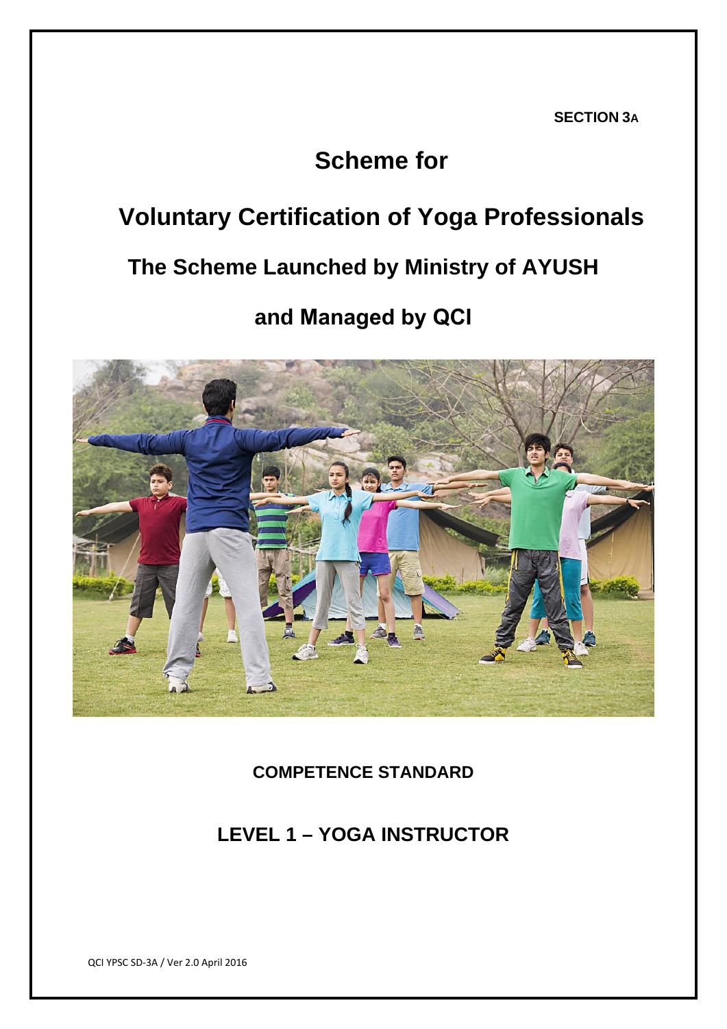**SECTION 3A**

# Scheme for

# Voluntary Certification of Yoga Professionals

## The Scheme Launched by Ministry of AYUSH

## and Managed by QCI

**COMPETENCE STANDARD**

## LEVEL 1 – YOGA INSTRUCTOR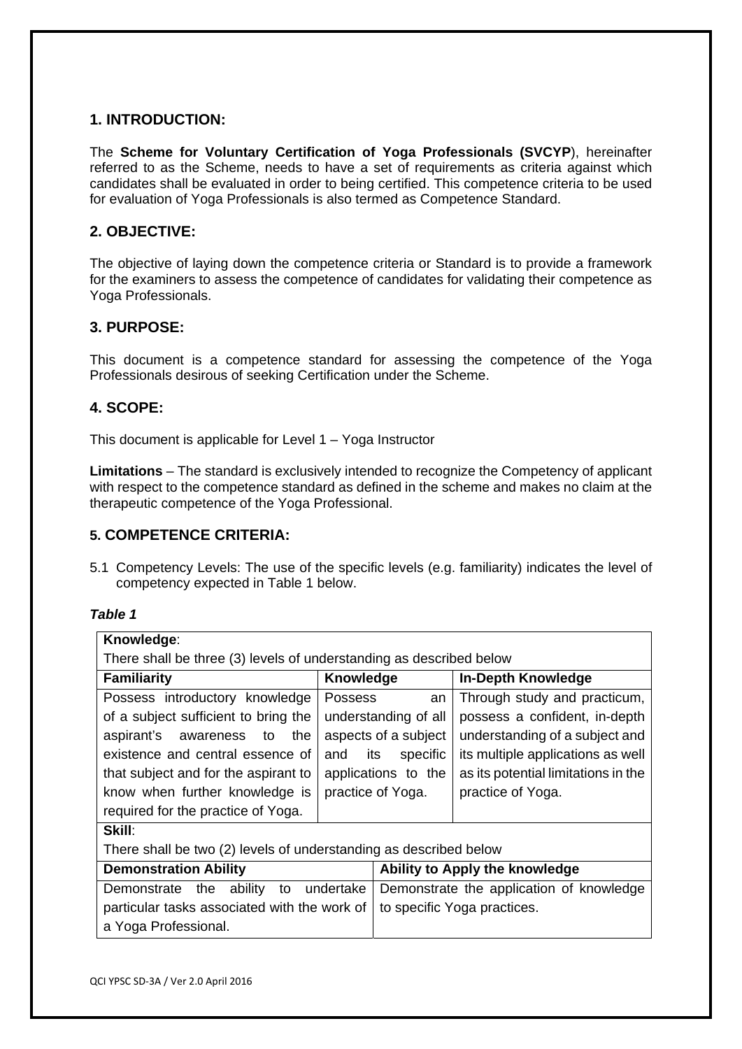## 1. INTRODUCTION:

The **Scheme for Voluntary Certification of Yoga Professionals (SVCYP**), hereinafter referred to as the Scheme, needs to have a set of requirements as criteria against which candidates shall be evaluated in order to being certified. This competence criteria to be used for evaluation of Yoga Professionals is also termed as Competence Standard.

## 2. OBJECTIVE:

The objective of laying down the competence criteria or Standard is to provide a framework for the examiners to assess the competence of candidates for validating their competence as Yoga Professionals.

## 3. PURPOSE:

This document is a competence standard for assessing the competence of the Yoga Professionals desirous of seeking Certification under the Scheme.

## 4. SCOPE:

This document is applicable for Level 1 – Yoga Instructor

**Limitations** – The standard is exclusively intended to recognize the Competency of applicant with respect to the competence standard as defined in the scheme and makes no claim at the therapeutic competence of the Yoga Professional.

## 5. COMPETENCE CRITERIA:

5.1 Competency Levels: The use of the specific levels (e.g. familiarity) indicates the level of competency expected in Table 1 below.

***Table 1***

| **Knowledge**: There shall be three (3) levels of understanding as described below | | |
|---|---|---|
| **Familiarity** | **Knowledge** | **In-Depth Knowledge** |
| Possess introductory knowledge of a subject sufficient to bring the aspirant's awareness to the existence and central essence of that subject and for the aspirant to know when further knowledge is required for the practice of Yoga. | Possess an understanding of all aspects of a subject and its specific applications to the practice of Yoga. | Through study and practicum, possess a confident, in-depth understanding of a subject and its multiple applications as well as its potential limitations in the practice of Yoga. |

| **Skill**: There shall be two (2) levels of understanding as described below | |
|---|---|
| **Demonstration Ability** | **Ability to Apply the knowledge** |
| Demonstrate the ability to undertake particular tasks associated with the work of a Yoga Professional. | Demonstrate the application of knowledge to specific Yoga practices. |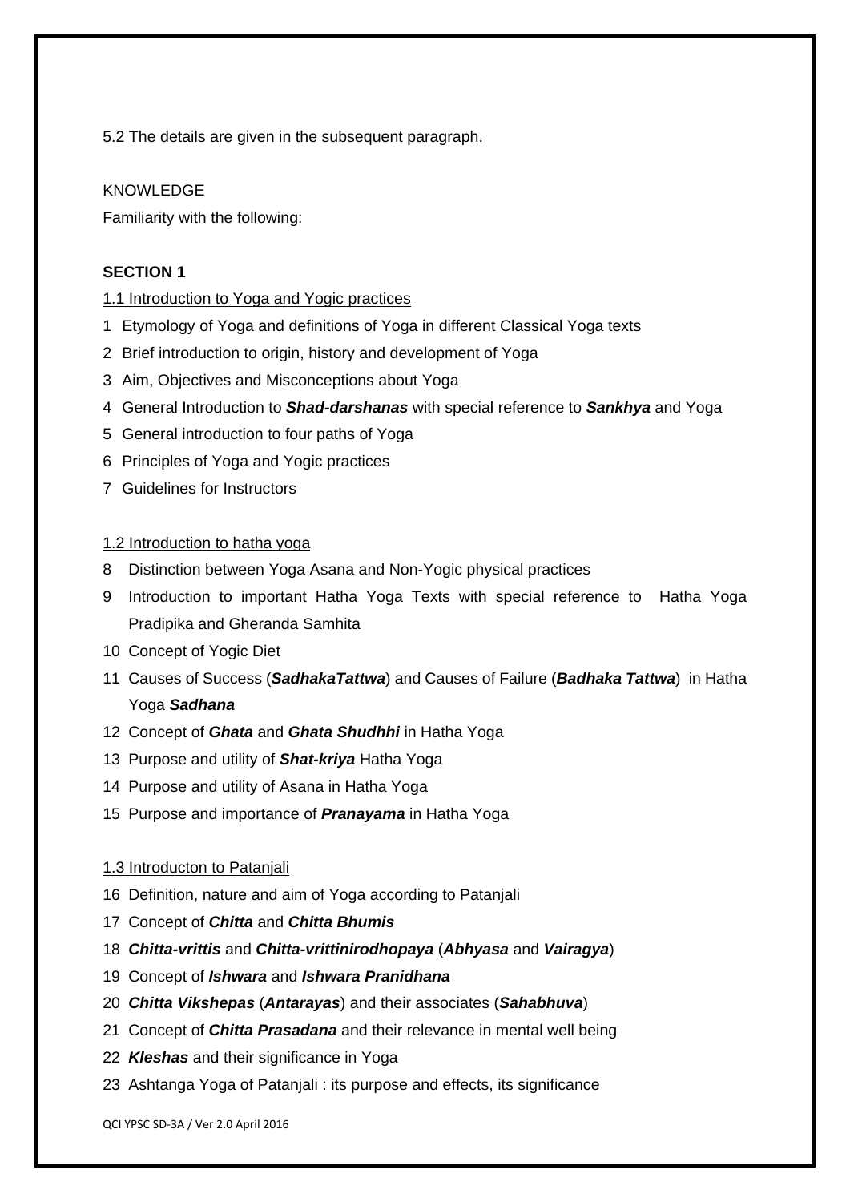5.2 The details are given in the subsequent paragraph.

KNOWLEDGE

Familiarity with the following:

**SECTION 1**

1.1 Introduction to Yoga and Yogic practices

1. Etymology of Yoga and definitions of Yoga in different Classical Yoga texts
2. Brief introduction to origin, history and development of Yoga
3. Aim, Objectives and Misconceptions about Yoga
4. General Introduction to ***Shad-darshanas*** with special reference to ***Sankhya*** and Yoga
5. General introduction to four paths of Yoga
6. Principles of Yoga and Yogic practices
7. Guidelines for Instructors

1.2 Introduction to hatha yoga

8. Distinction between Yoga Asana and Non-Yogic physical practices
9. Introduction to important Hatha Yoga Texts with special reference to Hatha Yoga Pradipika and Gheranda Samhita
10. Concept of Yogic Diet
11. Causes of Success (***SadhakaTattwa***) and Causes of Failure (***Badhaka Tattwa***) in Hatha Yoga ***Sadhana***
12. Concept of ***Ghata*** and ***Ghata Shudhhi*** in Hatha Yoga
13. Purpose and utility of ***Shat-kriya*** Hatha Yoga
14. Purpose and utility of Asana in Hatha Yoga
15. Purpose and importance of ***Pranayama*** in Hatha Yoga

1.3 Introducton to Patanjali

16. Definition, nature and aim of Yoga according to Patanjali
17. Concept of ***Chitta*** and ***Chitta Bhumis***
18. ***Chitta-vrittis*** and ***Chitta-vrittinirodhopaya*** (***Abhyasa*** and ***Vairagya***)
19. Concept of ***Ishwara*** and ***Ishwara Pranidhana***
20. ***Chitta Vikshepas*** (***Antarayas***) and their associates (***Sahabhuva***)
21. Concept of ***Chitta Prasadana*** and their relevance in mental well being
22. ***Kleshas*** and their significance in Yoga
23. Ashtanga Yoga of Patanjali : its purpose and effects, its significance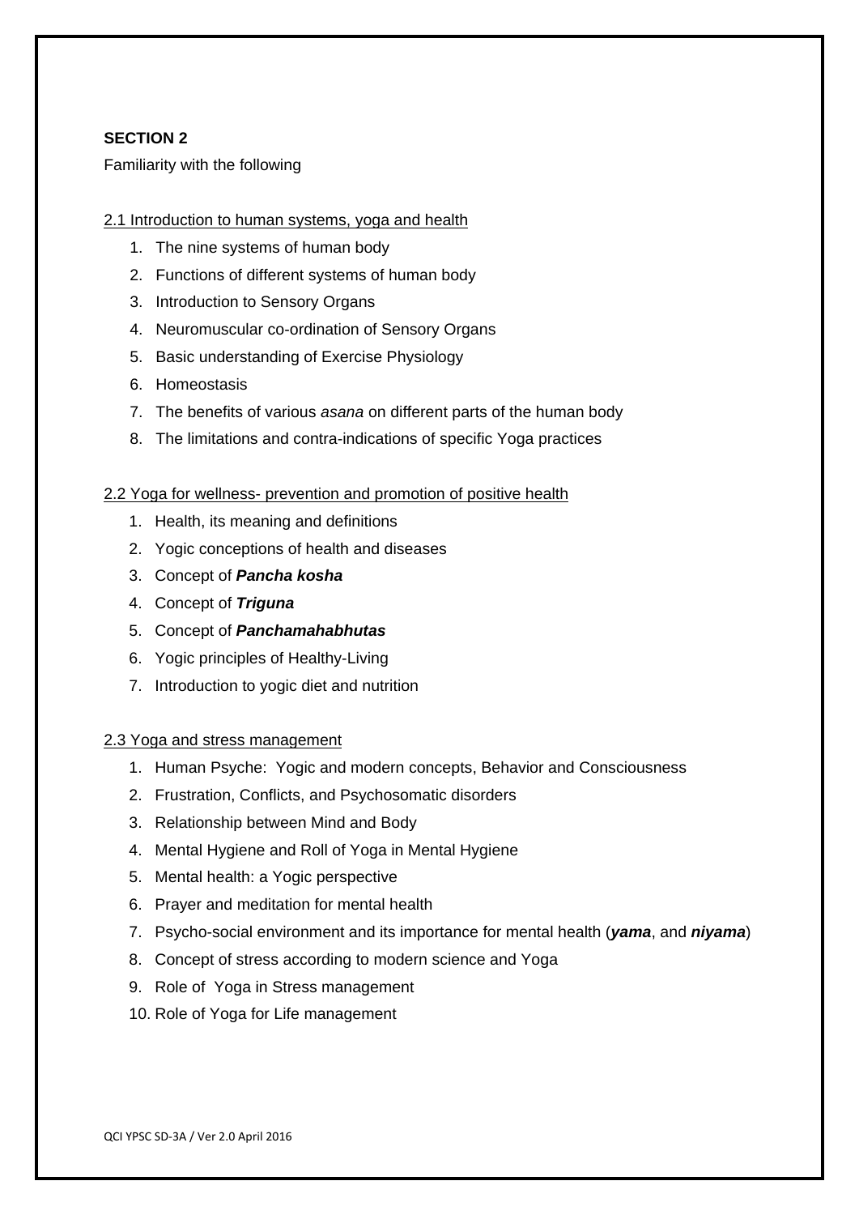**SECTION 2**

Familiarity with the following

<u>2.1 Introduction to human systems, yoga and health</u>

1. The nine systems of human body
2. Functions of different systems of human body
3. Introduction to Sensory Organs
4. Neuromuscular co-ordination of Sensory Organs
5. Basic understanding of Exercise Physiology
6. Homeostasis
7. The benefits of various *asana* on different parts of the human body
8. The limitations and contra-indications of specific Yoga practices

<u>2.2 Yoga for wellness- prevention and promotion of positive health</u>

1. Health, its meaning and definitions
2. Yogic conceptions of health and diseases
3. Concept of ***Pancha kosha***
4. Concept of ***Triguna***
5. Concept of ***Panchamahabhutas***
6. Yogic principles of Healthy-Living
7. Introduction to yogic diet and nutrition

<u>2.3 Yoga and stress management</u>

1. Human Psyche: Yogic and modern concepts, Behavior and Consciousness
2. Frustration, Conflicts, and Psychosomatic disorders
3. Relationship between Mind and Body
4. Mental Hygiene and Roll of Yoga in Mental Hygiene
5. Mental health: a Yogic perspective
6. Prayer and meditation for mental health
7. Psycho-social environment and its importance for mental health (***yama***, and ***niyama***)
8. Concept of stress according to modern science and Yoga
9. Role of Yoga in Stress management
10. Role of Yoga for Life management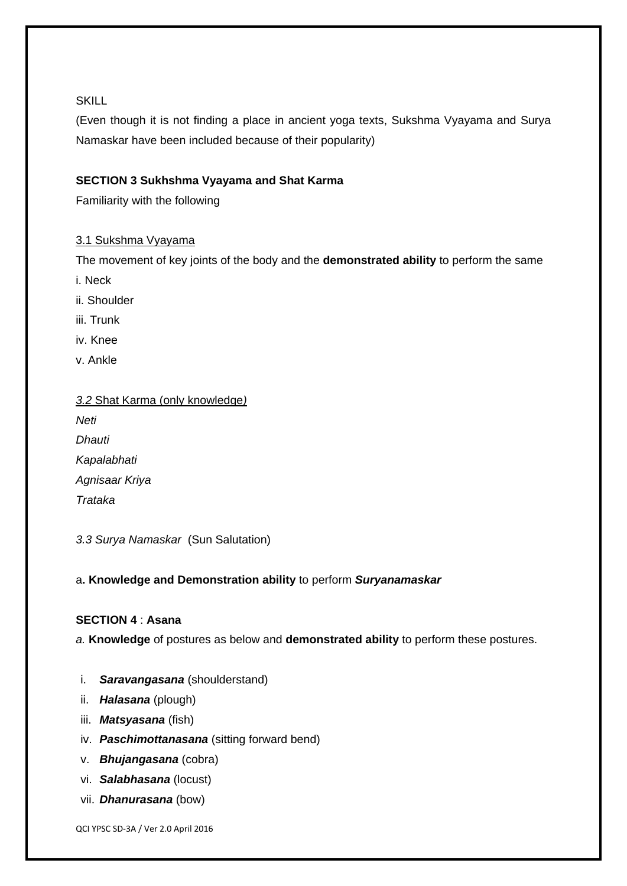SKILL

(Even though it is not finding a place in ancient yoga texts, Sukshma Vyayama and Surya Namaskar have been included because of their popularity)

**SECTION 3 Sukhshma Vyayama and Shat Karma**

Familiarity with the following

3.1 Sukshma Vyayama

The movement of key joints of the body and the **demonstrated ability** to perform the same

i. Neck

ii. Shoulder

iii. Trunk

iv. Knee

v. Ankle

*3.2* Shat Karma (only knowledge*)*

*Neti*

*Dhauti*

*Kapalabhati*

*Agnisaar Kriya*

*Trataka*

*3.3 Surya Namaskar* (Sun Salutation)

a**. Knowledge and Demonstration ability** to perform ***Suryanamaskar***

**SECTION 4** : **Asana**

*a.* **Knowledge** of postures as below and **demonstrated ability** to perform these postures.

i. ***Saravangasana*** (shoulderstand)

ii. ***Halasana*** (plough)

iii. ***Matsyasana*** (fish)

iv. ***Paschimottanasana*** (sitting forward bend)

v. ***Bhujangasana*** (cobra)

vi. ***Salabhasana*** (locust)

vii. ***Dhanurasana*** (bow)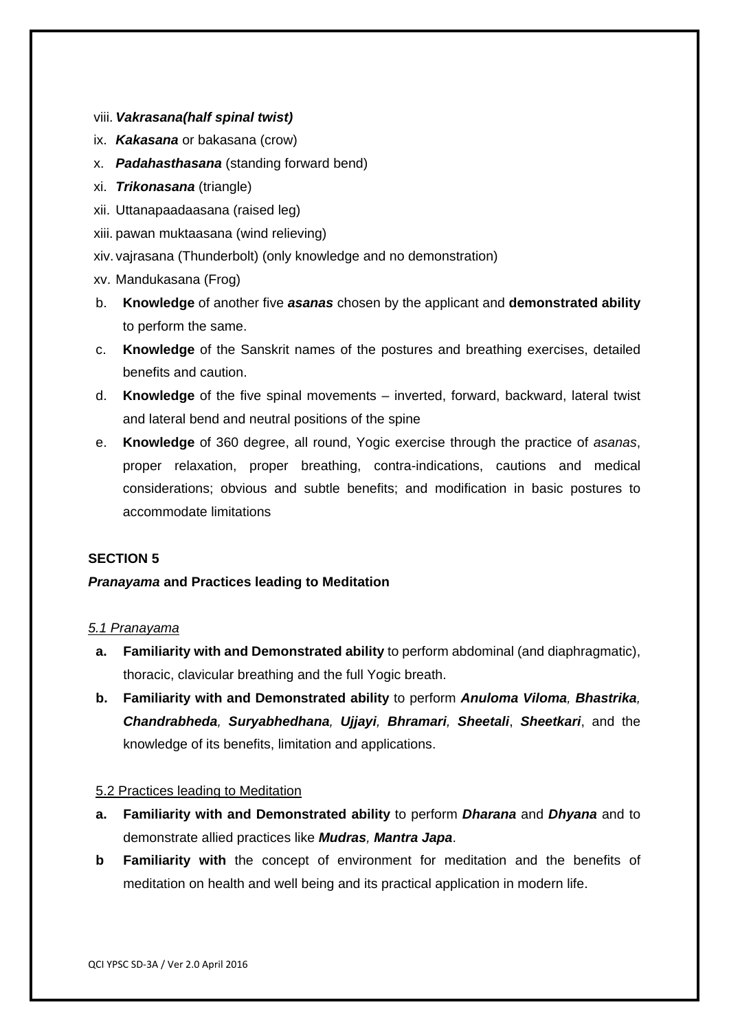viii. ***Vakrasana(half spinal twist)***

ix. ***Kakasana*** or bakasana (crow)

x. ***Padahasthasana*** (standing forward bend)

xi. ***Trikonasana*** (triangle)

xii. Uttanapaadaasana (raised leg)

xiii. pawan muktaasana (wind relieving)

xiv. vajrasana (Thunderbolt) (only knowledge and no demonstration)

xv. Mandukasana (Frog)

b. **Knowledge** of another five ***asanas*** chosen by the applicant and **demonstrated ability** to perform the same.

c. **Knowledge** of the Sanskrit names of the postures and breathing exercises, detailed benefits and caution.

d. **Knowledge** of the five spinal movements – inverted, forward, backward, lateral twist and lateral bend and neutral positions of the spine

e. **Knowledge** of 360 degree, all round, Yogic exercise through the practice of *asanas*, proper relaxation, proper breathing, contra-indications, cautions and medical considerations; obvious and subtle benefits; and modification in basic postures to accommodate limitations

**SECTION 5**

***Pranayama*** **and Practices leading to Meditation**

*5.1 Pranayama*

**a. Familiarity with and Demonstrated ability** to perform abdominal (and diaphragmatic), thoracic, clavicular breathing and the full Yogic breath.

**b. Familiarity with and Demonstrated ability** to perform ***Anuloma Viloma, Bhastrika, Chandrabheda, Suryabhedhana, Ujjayi, Bhramari, Sheetali***, ***Sheetkari***, and the knowledge of its benefits, limitation and applications.

5.2 Practices leading to Meditation

**a. Familiarity with and Demonstrated ability** to perform ***Dharana*** and ***Dhyana*** and to demonstrate allied practices like ***Mudras, Mantra Japa***.

**b Familiarity with** the concept of environment for meditation and the benefits of meditation on health and well being and its practical application in modern life.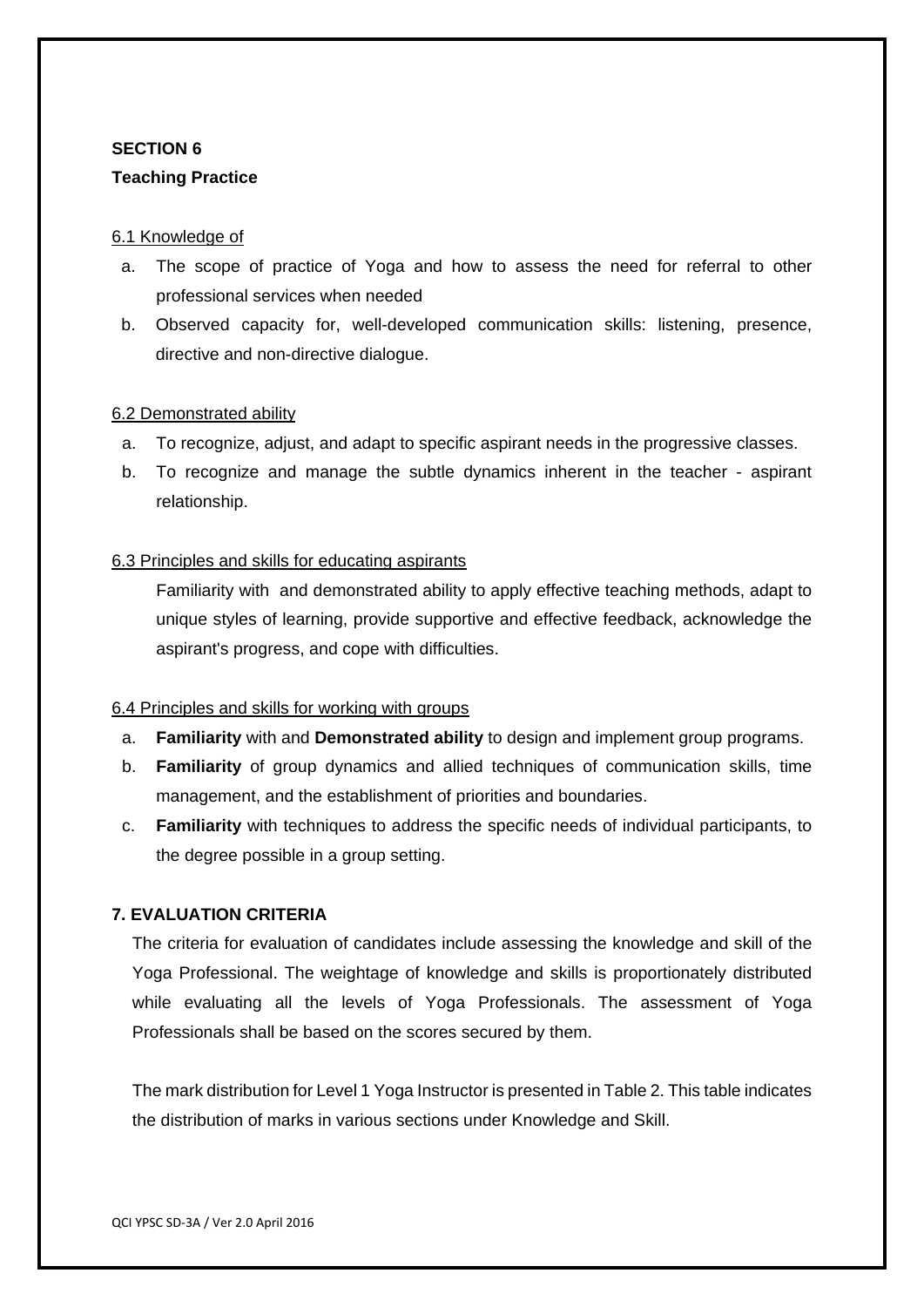**SECTION 6**

**Teaching Practice**

6.1 Knowledge of

a. The scope of practice of Yoga and how to assess the need for referral to other professional services when needed
b. Observed capacity for, well-developed communication skills: listening, presence, directive and non-directive dialogue.

6.2 Demonstrated ability

a. To recognize, adjust, and adapt to specific aspirant needs in the progressive classes.
b. To recognize and manage the subtle dynamics inherent in the teacher - aspirant relationship.

6.3 Principles and skills for educating aspirants

Familiarity with and demonstrated ability to apply effective teaching methods, adapt to unique styles of learning, provide supportive and effective feedback, acknowledge the aspirant's progress, and cope with difficulties.

6.4 Principles and skills for working with groups

a. **Familiarity** with and **Demonstrated ability** to design and implement group programs.
b. **Familiarity** of group dynamics and allied techniques of communication skills, time management, and the establishment of priorities and boundaries.
c. **Familiarity** with techniques to address the specific needs of individual participants, to the degree possible in a group setting.

**7. EVALUATION CRITERIA**

The criteria for evaluation of candidates include assessing the knowledge and skill of the Yoga Professional. The weightage of knowledge and skills is proportionately distributed while evaluating all the levels of Yoga Professionals. The assessment of Yoga Professionals shall be based on the scores secured by them.

The mark distribution for Level 1 Yoga Instructor is presented in Table 2. This table indicates the distribution of marks in various sections under Knowledge and Skill.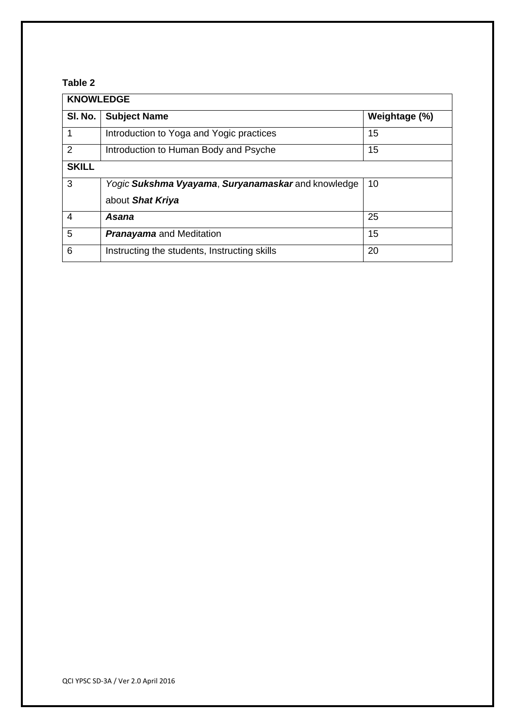**Table 2**

| KNOWLEDGE | | |
|---|---|---|
| **Sl. No.** | **Subject Name** | **Weightage (%)** |
| 1 | Introduction to Yoga and Yogic practices | 15 |
| 2 | Introduction to Human Body and Psyche | 15 |
| **SKILL** | | |
| 3 | *Yogic* ***Sukshma Vyayama***, ***Suryanamaskar*** and knowledge about ***Shat Kriya*** | 10 |
| 4 | ***Asana*** | 25 |
| 5 | ***Pranayama*** and Meditation | 15 |
| 6 | Instructing the students, Instructing skills | 20 |